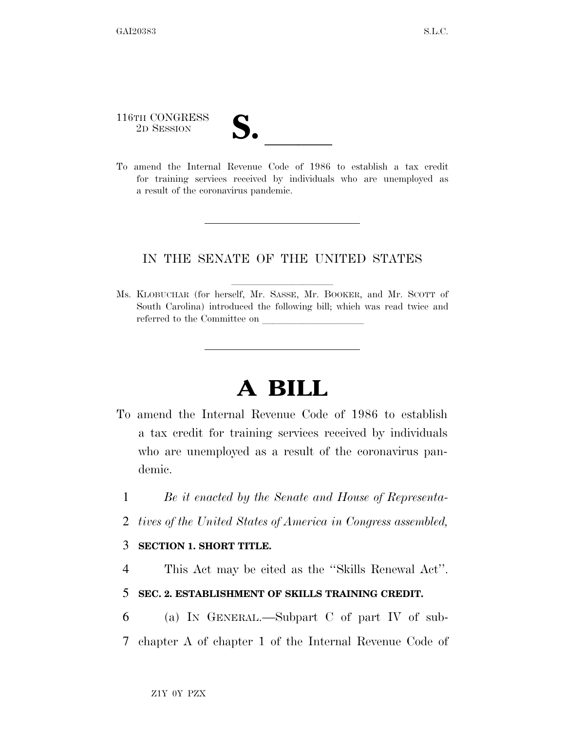116TH CONGRESS
2D SESSION

# S. ______

To amend the Internal Revenue Code of 1986 to establish a tax credit for training services received by individuals who are unemployed as a result of the coronavirus pandemic.

---

IN THE SENATE OF THE UNITED STATES

Ms. KLOBUCHAR (for herself, Mr. SASSE, Mr. BOOKER, and Mr. SCOTT of South Carolina) introduced the following bill; which was read twice and referred to the Committee on ____________________

---

# A BILL

To amend the Internal Revenue Code of 1986 to establish a tax credit for training services received by individuals who are unemployed as a result of the coronavirus pandemic.

1 *Be it enacted by the Senate and House of Representa-*
2 *tives of the United States of America in Congress assembled,*

3 **SECTION 1. SHORT TITLE.**

4 This Act may be cited as the ''Skills Renewal Act''.

5 **SEC. 2. ESTABLISHMENT OF SKILLS TRAINING CREDIT.**

6 (a) IN GENERAL.—Subpart C of part IV of sub-
7 chapter A of chapter 1 of the Internal Revenue Code of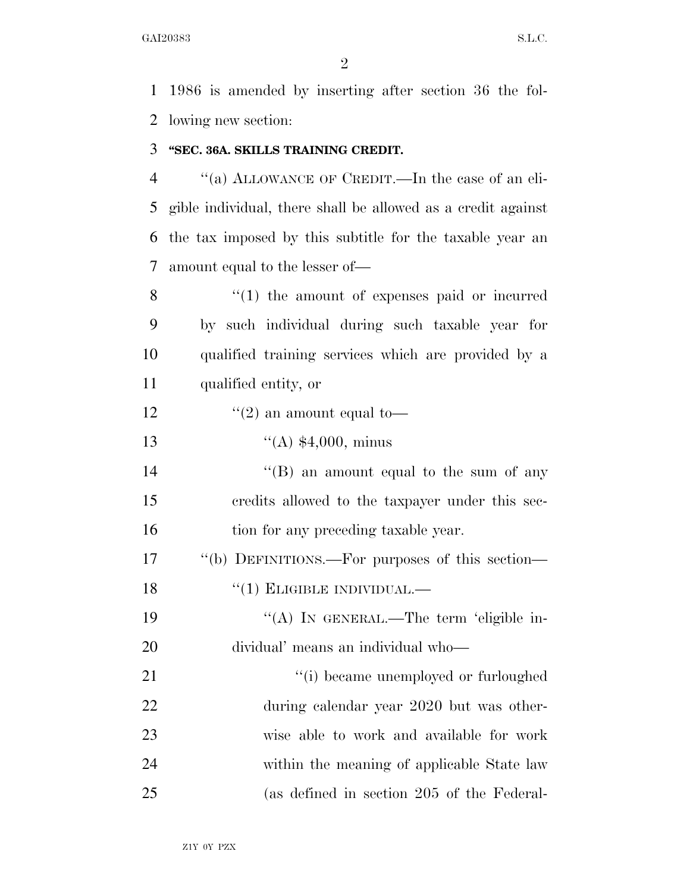1986 is amended by inserting after section 36 the following new section:

**"SEC. 36A. SKILLS TRAINING CREDIT.**

"(a) ALLOWANCE OF CREDIT.—In the case of an eligible individual, there shall be allowed as a credit against the tax imposed by this subtitle for the taxable year an amount equal to the lesser of—

"(1) the amount of expenses paid or incurred by such individual during such taxable year for qualified training services which are provided by a qualified entity, or

"(2) an amount equal to—

"(A) $4,000, minus

"(B) an amount equal to the sum of any credits allowed to the taxpayer under this section for any preceding taxable year.

"(b) DEFINITIONS.—For purposes of this section—

"(1) ELIGIBLE INDIVIDUAL.—

"(A) IN GENERAL.—The term 'eligible individual' means an individual who—

"(i) became unemployed or furloughed during calendar year 2020 but was otherwise able to work and available for work within the meaning of applicable State law (as defined in section 205 of the Federal-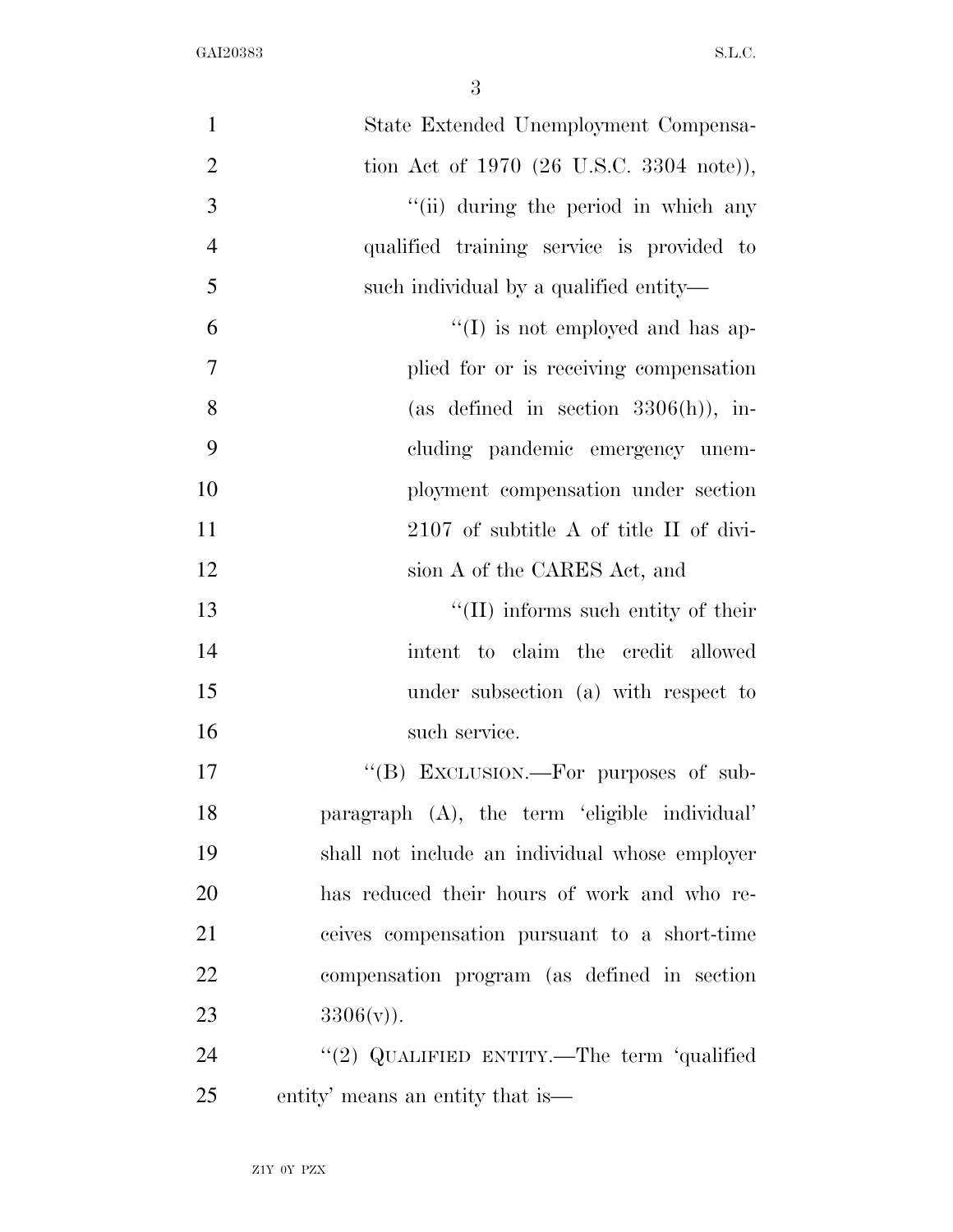State Extended Unemployment Compensation Act of 1970 (26 U.S.C. 3304 note)),

"(ii) during the period in which any qualified training service is provided to such individual by a qualified entity—

"(I) is not employed and has applied for or is receiving compensation (as defined in section 3306(h)), including pandemic emergency unemployment compensation under section 2107 of subtitle A of title II of division A of the CARES Act, and

"(II) informs such entity of their intent to claim the credit allowed under subsection (a) with respect to such service.

"(B) EXCLUSION.—For purposes of subparagraph (A), the term 'eligible individual' shall not include an individual whose employer has reduced their hours of work and who receives compensation pursuant to a short-time compensation program (as defined in section 3306(v)).

"(2) QUALIFIED ENTITY.—The term 'qualified entity' means an entity that is—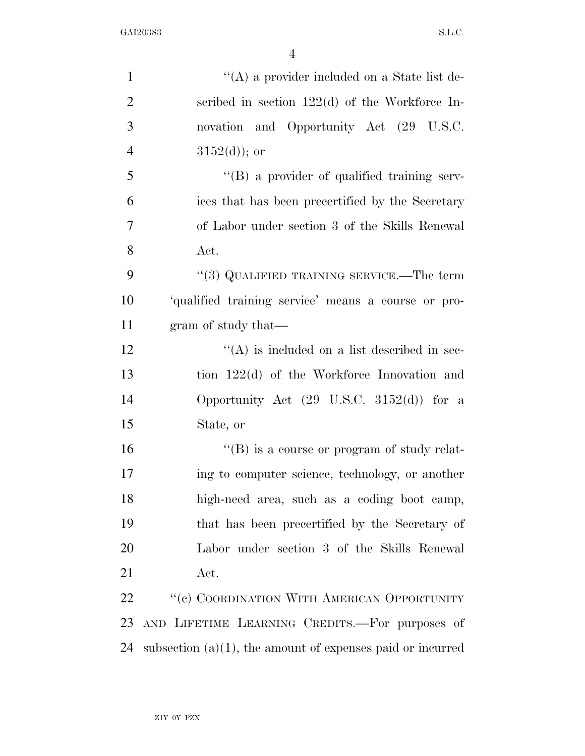''(A) a provider included on a State list described in section 122(d) of the Workforce Innovation and Opportunity Act (29 U.S.C. 3152(d)); or

''(B) a provider of qualified training services that has been precertified by the Secretary of Labor under section 3 of the Skills Renewal Act.

''(3) QUALIFIED TRAINING SERVICE.—The term 'qualified training service' means a course or program of study that—

''(A) is included on a list described in section 122(d) of the Workforce Innovation and Opportunity Act (29 U.S.C. 3152(d)) for a State, or

''(B) is a course or program of study relating to computer science, technology, or another high-need area, such as a coding boot camp, that has been precertified by the Secretary of Labor under section 3 of the Skills Renewal Act.

''(c) COORDINATION WITH AMERICAN OPPORTUNITY AND LIFETIME LEARNING CREDITS.—For purposes of subsection (a)(1), the amount of expenses paid or incurred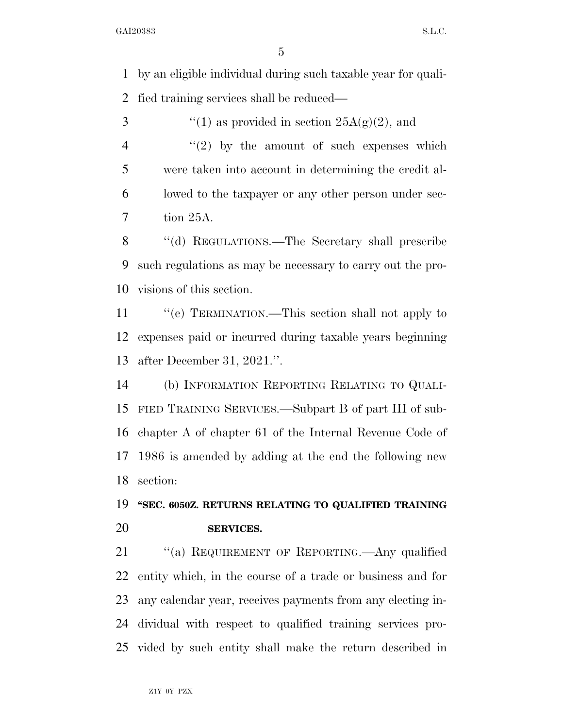by an eligible individual during such taxable year for qualified training services shall be reduced—

"(1) as provided in section 25A(g)(2), and

"(2) by the amount of such expenses which were taken into account in determining the credit allowed to the taxpayer or any other person under section 25A.

"(d) REGULATIONS.—The Secretary shall prescribe such regulations as may be necessary to carry out the provisions of this section.

"(e) TERMINATION.—This section shall not apply to expenses paid or incurred during taxable years beginning after December 31, 2021.".

(b) INFORMATION REPORTING RELATING TO QUALIFIED TRAINING SERVICES.—Subpart B of part III of subchapter A of chapter 61 of the Internal Revenue Code of 1986 is amended by adding at the end the following new section:

**"SEC. 6050Z. RETURNS RELATING TO QUALIFIED TRAINING SERVICES.**

"(a) REQUIREMENT OF REPORTING.—Any qualified entity which, in the course of a trade or business and for any calendar year, receives payments from any electing individual with respect to qualified training services provided by such entity shall make the return described in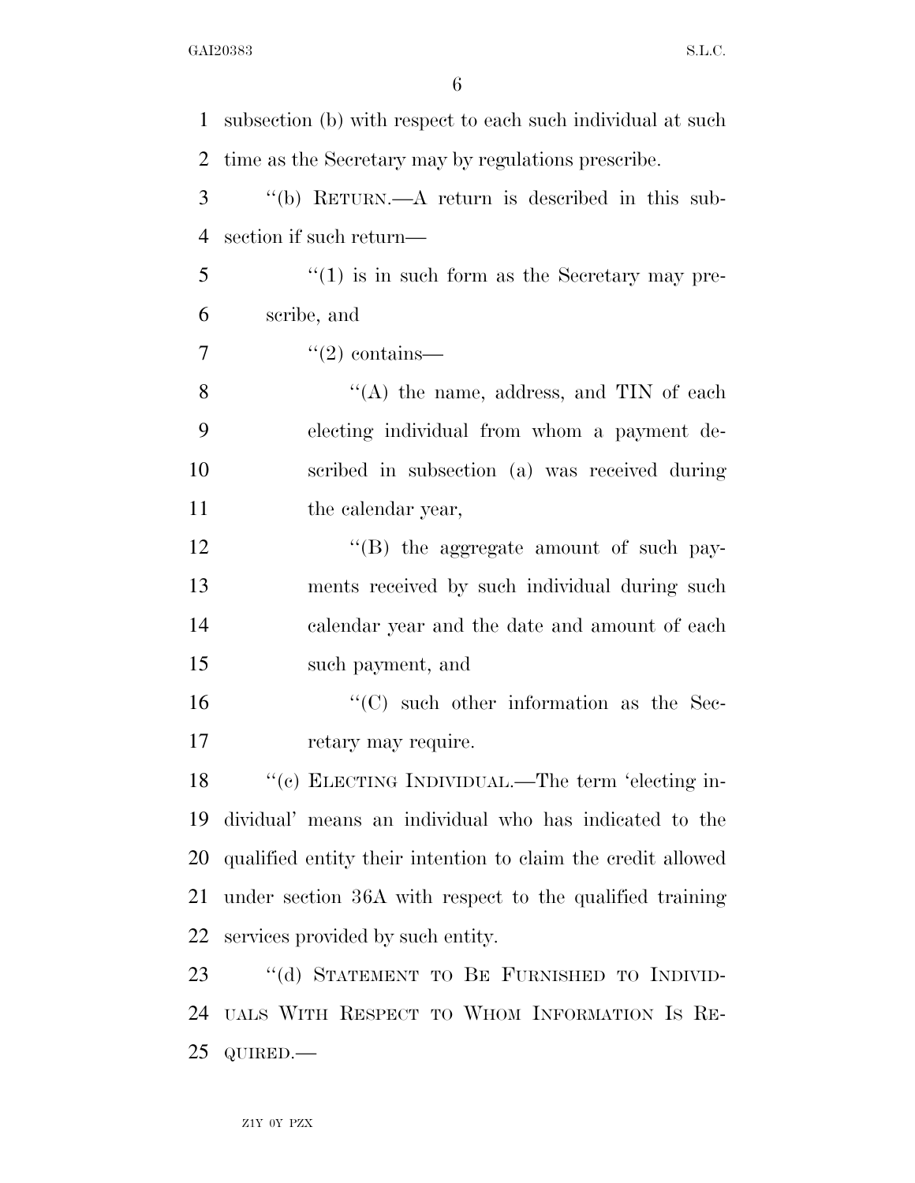subsection (b) with respect to each such individual at such time as the Secretary may by regulations prescribe.

"(b) RETURN.—A return is described in this subsection if such return—

"(1) is in such form as the Secretary may prescribe, and

"(2) contains—

"(A) the name, address, and TIN of each electing individual from whom a payment described in subsection (a) was received during the calendar year,

"(B) the aggregate amount of such payments received by such individual during such calendar year and the date and amount of each such payment, and

"(C) such other information as the Secretary may require.

"(c) ELECTING INDIVIDUAL.—The term 'electing individual' means an individual who has indicated to the qualified entity their intention to claim the credit allowed under section 36A with respect to the qualified training services provided by such entity.

"(d) STATEMENT TO BE FURNISHED TO INDIVIDUALS WITH RESPECT TO WHOM INFORMATION IS REQUIRED.—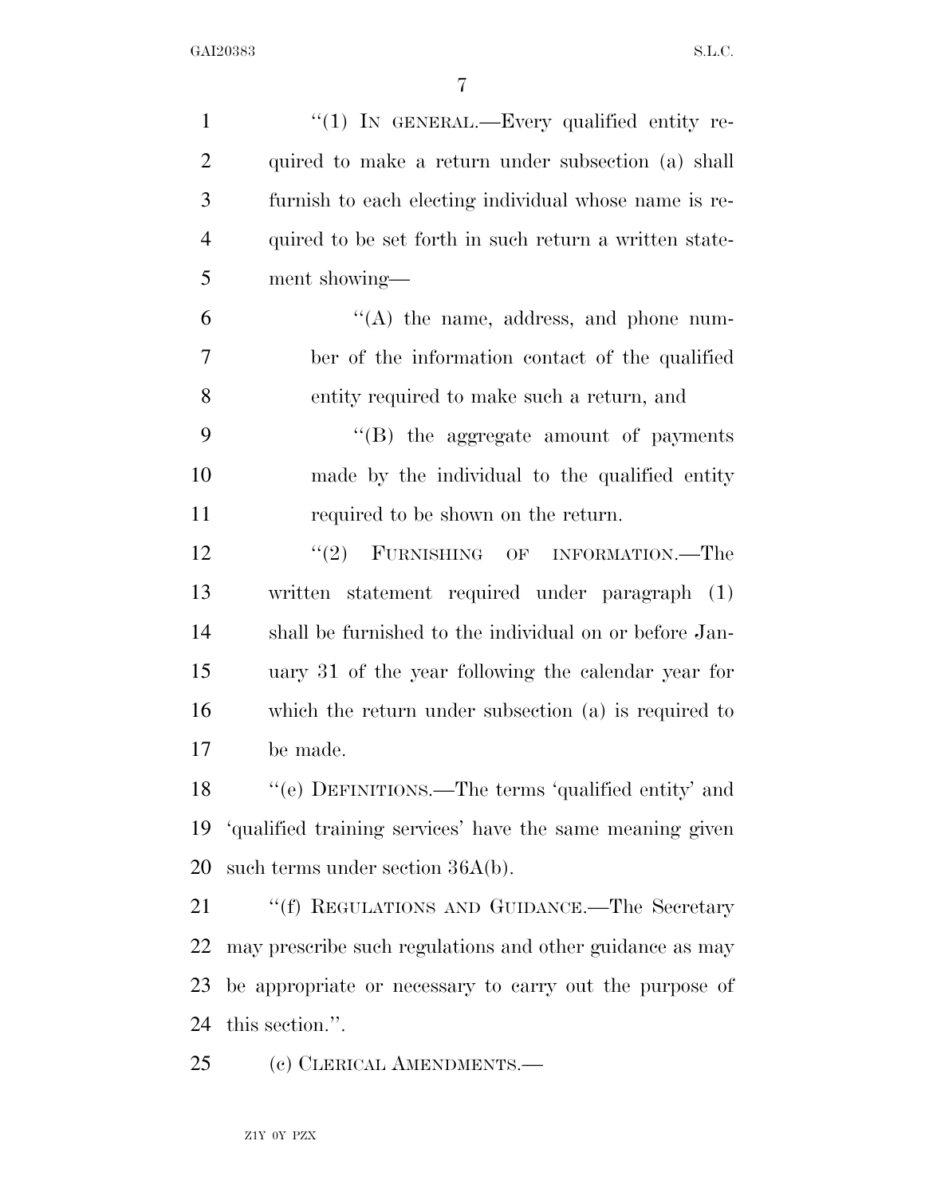"(1) IN GENERAL.—Every qualified entity required to make a return under subsection (a) shall furnish to each electing individual whose name is required to be set forth in such return a written statement showing—

"(A) the name, address, and phone number of the information contact of the qualified entity required to make such a return, and

"(B) the aggregate amount of payments made by the individual to the qualified entity required to be shown on the return.

"(2) FURNISHING OF INFORMATION.—The written statement required under paragraph (1) shall be furnished to the individual on or before January 31 of the year following the calendar year for which the return under subsection (a) is required to be made.

"(e) DEFINITIONS.—The terms 'qualified entity' and 'qualified training services' have the same meaning given such terms under section 36A(b).

"(f) REGULATIONS AND GUIDANCE.—The Secretary may prescribe such regulations and other guidance as may be appropriate or necessary to carry out the purpose of this section.".

(c) CLERICAL AMENDMENTS.—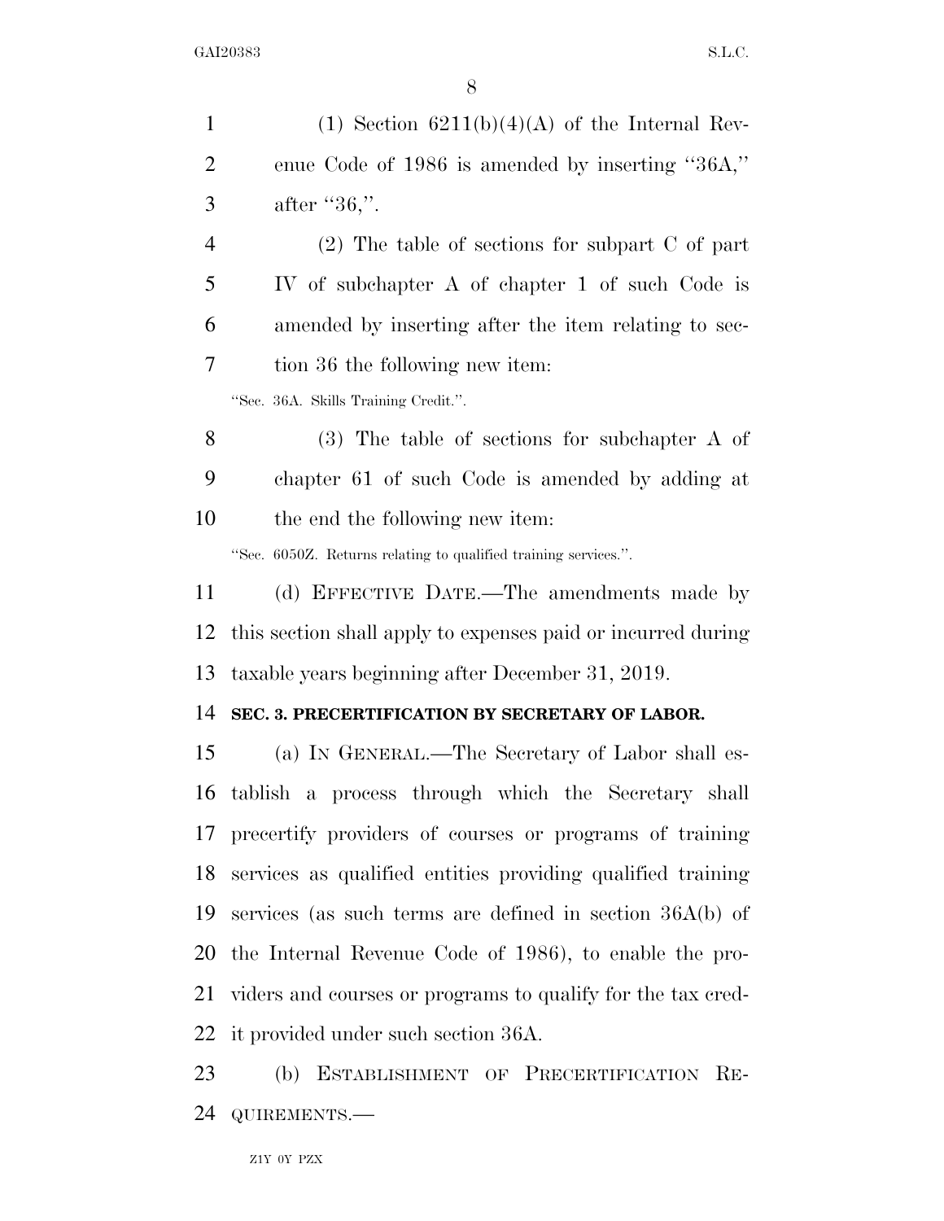(1) Section 6211(b)(4)(A) of the Internal Revenue Code of 1986 is amended by inserting "36A," after "36,".

(2) The table of sections for subpart C of part IV of subchapter A of chapter 1 of such Code is amended by inserting after the item relating to section 36 the following new item:

"Sec. 36A. Skills Training Credit.".

(3) The table of sections for subchapter A of chapter 61 of such Code is amended by adding at the end the following new item:

"Sec. 6050Z. Returns relating to qualified training services.".

(d) EFFECTIVE DATE.—The amendments made by this section shall apply to expenses paid or incurred during taxable years beginning after December 31, 2019.

**SEC. 3. PRECERTIFICATION BY SECRETARY OF LABOR.**

(a) IN GENERAL.—The Secretary of Labor shall establish a process through which the Secretary shall precertify providers of courses or programs of training services as qualified entities providing qualified training services (as such terms are defined in section 36A(b) of the Internal Revenue Code of 1986), to enable the providers and courses or programs to qualify for the tax credit provided under such section 36A.

(b) ESTABLISHMENT OF PRECERTIFICATION REQUIREMENTS.—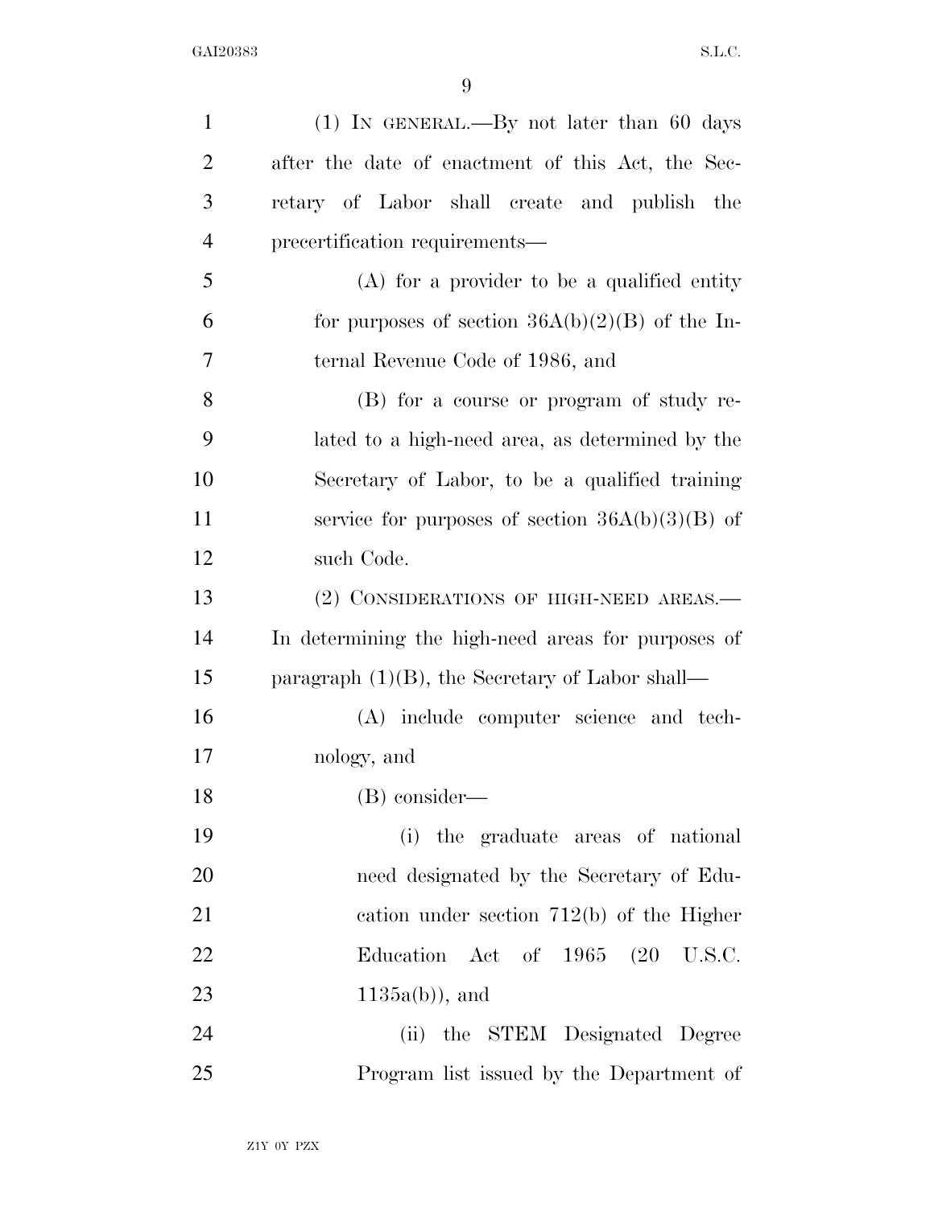(1) IN GENERAL.—By not later than 60 days after the date of enactment of this Act, the Secretary of Labor shall create and publish the precertification requirements—

(A) for a provider to be a qualified entity for purposes of section 36A(b)(2)(B) of the Internal Revenue Code of 1986, and

(B) for a course or program of study related to a high-need area, as determined by the Secretary of Labor, to be a qualified training service for purposes of section 36A(b)(3)(B) of such Code.

(2) CONSIDERATIONS OF HIGH-NEED AREAS.—In determining the high-need areas for purposes of paragraph (1)(B), the Secretary of Labor shall—

(A) include computer science and technology, and

(B) consider—

(i) the graduate areas of national need designated by the Secretary of Education under section 712(b) of the Higher Education Act of 1965 (20 U.S.C. 1135a(b)), and

(ii) the STEM Designated Degree Program list issued by the Department of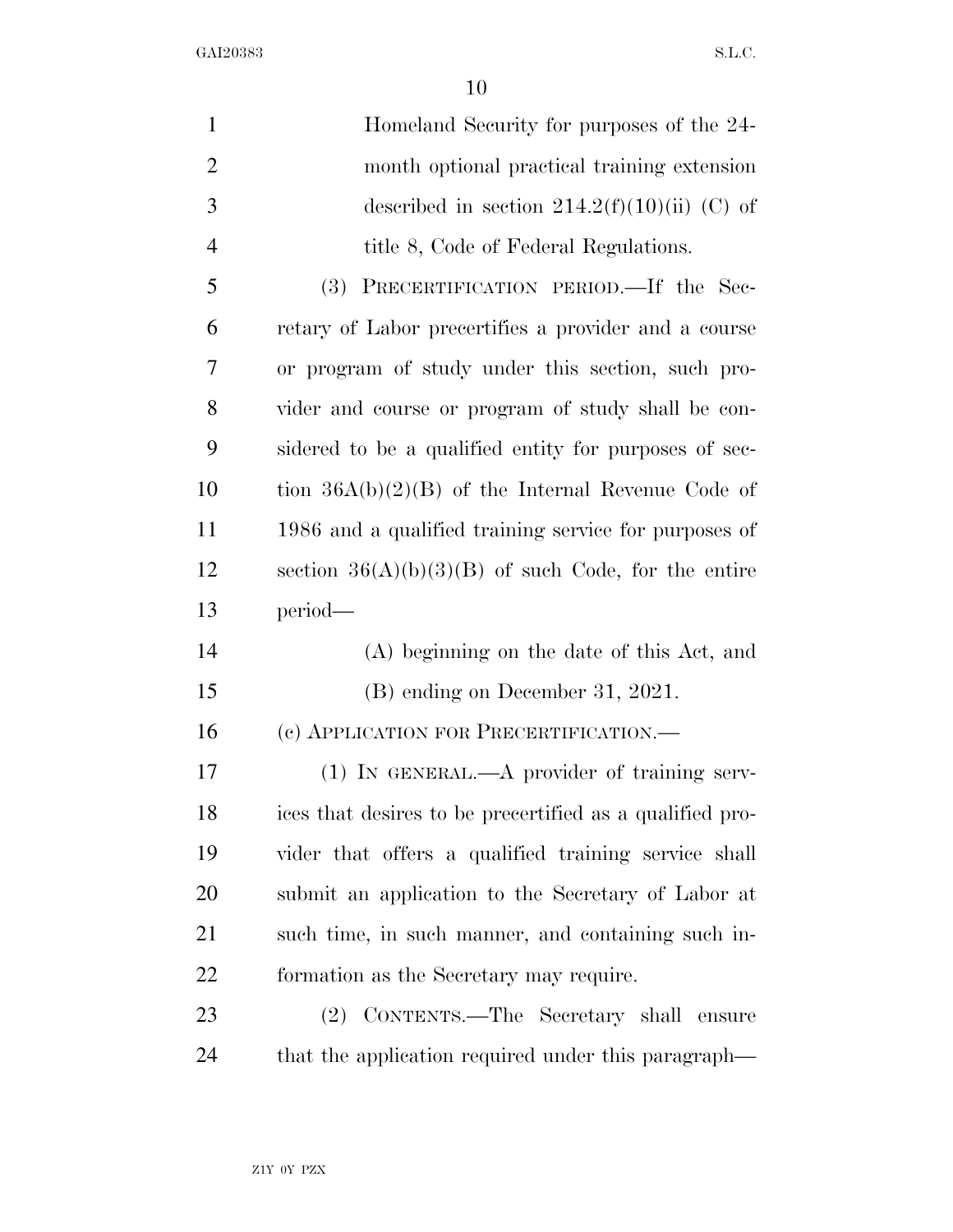Homeland Security for purposes of the 24-month optional practical training extension described in section 214.2(f)(10)(ii) (C) of title 8, Code of Federal Regulations.

(3) PRECERTIFICATION PERIOD.—If the Secretary of Labor precertifies a provider and a course or program of study under this section, such provider and course or program of study shall be considered to be a qualified entity for purposes of section 36A(b)(2)(B) of the Internal Revenue Code of 1986 and a qualified training service for purposes of section 36(A)(b)(3)(B) of such Code, for the entire period—

(A) beginning on the date of this Act, and

(B) ending on December 31, 2021.

(c) APPLICATION FOR PRECERTIFICATION.—

(1) IN GENERAL.—A provider of training services that desires to be precertified as a qualified provider that offers a qualified training service shall submit an application to the Secretary of Labor at such time, in such manner, and containing such information as the Secretary may require.

(2) CONTENTS.—The Secretary shall ensure that the application required under this paragraph—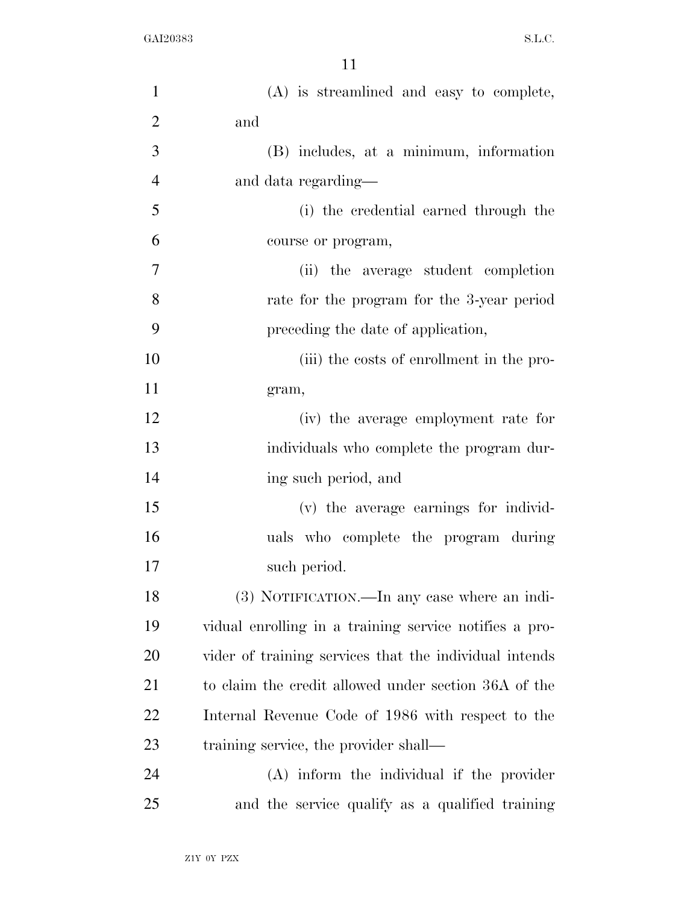(A) is streamlined and easy to complete, and

(B) includes, at a minimum, information and data regarding—

(i) the credential earned through the course or program,

(ii) the average student completion rate for the program for the 3-year period preceding the date of application,

(iii) the costs of enrollment in the program,

(iv) the average employment rate for individuals who complete the program during such period, and

(v) the average earnings for individuals who complete the program during such period.

(3) NOTIFICATION.—In any case where an individual enrolling in a training service notifies a provider of training services that the individual intends to claim the credit allowed under section 36A of the Internal Revenue Code of 1986 with respect to the training service, the provider shall—

(A) inform the individual if the provider and the service qualify as a qualified training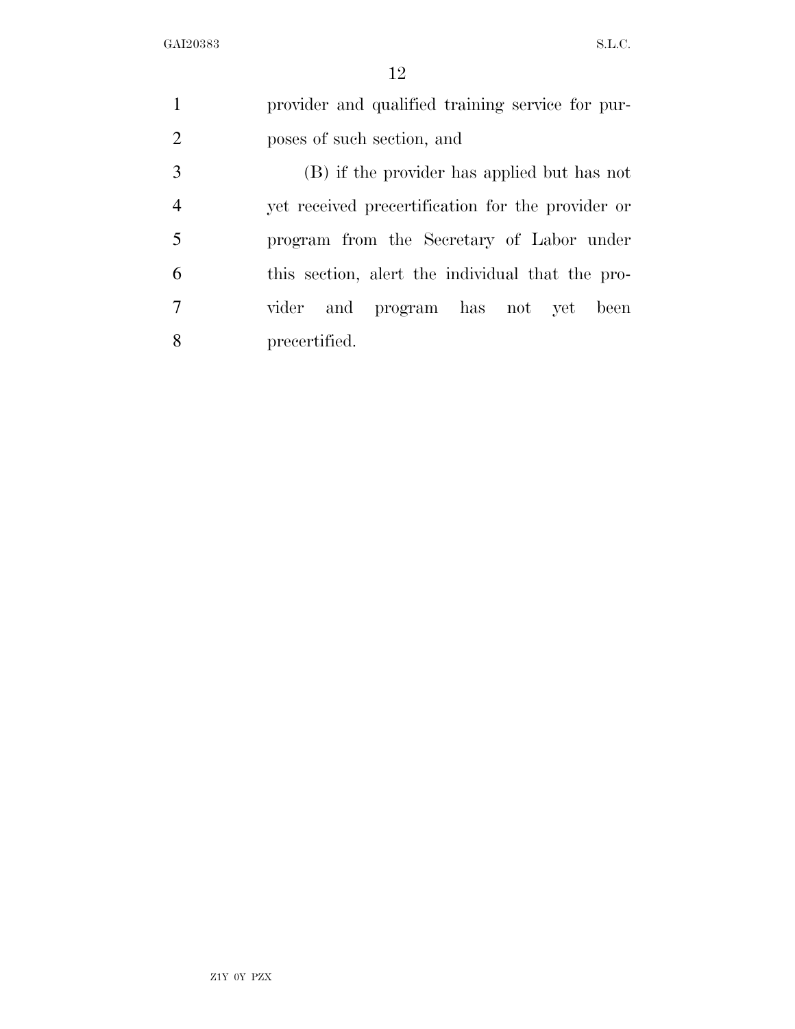provider and qualified training service for purposes of such section, and

(B) if the provider has applied but has not yet received precertification for the provider or program from the Secretary of Labor under this section, alert the individual that the provider and program has not yet been precertified.